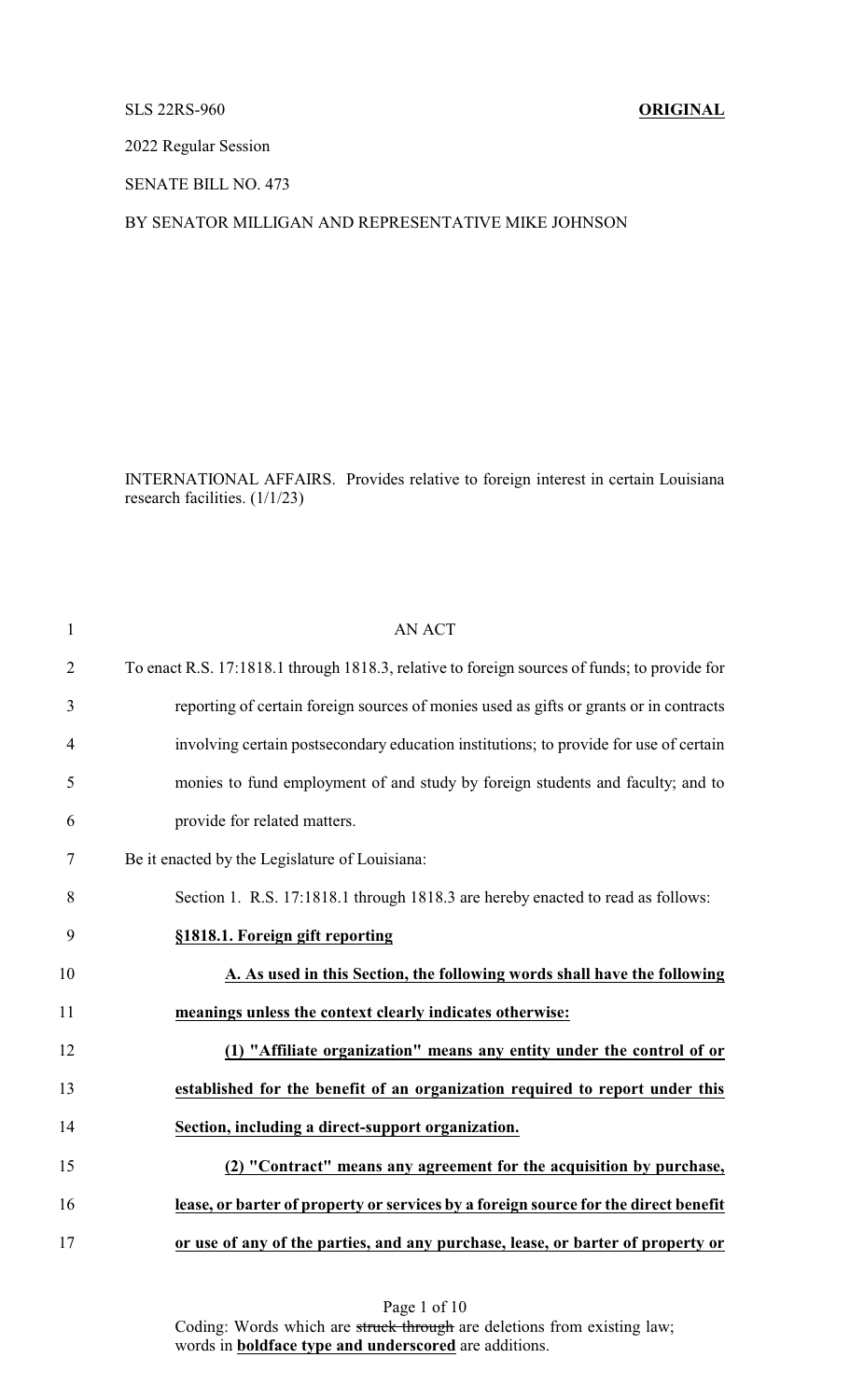SLS 22RS-960 **ORIGINAL**

2022 Regular Session

SENATE BILL NO. 473

BY SENATOR MILLIGAN AND REPRESENTATIVE MIKE JOHNSON

INTERNATIONAL AFFAIRS. Provides relative to foreign interest in certain Louisiana research facilities. (1/1/23)

AN ACT

To enact R.S. 17:1818.1 through 1818.3, relative to foreign sources of funds; to provide for reporting of certain foreign sources of monies used as gifts or grants or in contracts involving certain postsecondary education institutions; to provide for use of certain monies to fund employment of and study by foreign students and faculty; and to provide for related matters.

Be it enacted by the Legislature of Louisiana:

Section 1. R.S. 17:1818.1 through 1818.3 are hereby enacted to read as follows:

**§1818.1. Foreign gift reporting**

**A. As used in this Section, the following words shall have the following meanings unless the context clearly indicates otherwise:**

**(1) "Affiliate organization" means any entity under the control of or established for the benefit of an organization required to report under this Section, including a direct-support organization.**

**(2) "Contract" means any agreement for the acquisition by purchase, lease, or barter of property or services by a foreign source for the direct benefit or use of any of the parties, and any purchase, lease, or barter of property or**

Coding: Words which are ~~struck through~~ are deletions from existing law; words in **boldface type and underscored** are additions.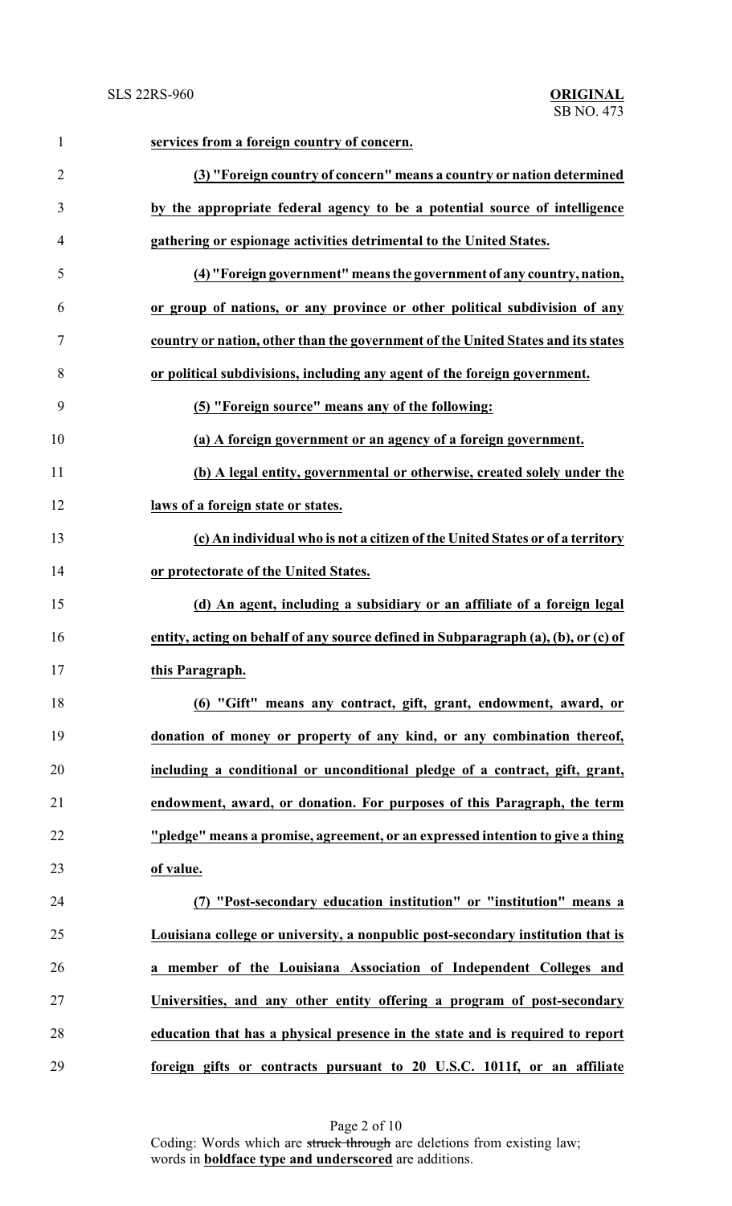**services from a foreign country of concern.**

**(3) "Foreign country of concern" means a country or nation determined by the appropriate federal agency to be a potential source of intelligence gathering or espionage activities detrimental to the United States.**

**(4) "Foreign government" means the government of any country, nation, or group of nations, or any province or other political subdivision of any country or nation, other than the government of the United States and its states or political subdivisions, including any agent of the foreign government.**

**(5) "Foreign source" means any of the following:**

**(a) A foreign government or an agency of a foreign government.**

**(b) A legal entity, governmental or otherwise, created solely under the laws of a foreign state or states.**

**(c) An individual who is not a citizen of the United States or of a territory or protectorate of the United States.**

**(d) An agent, including a subsidiary or an affiliate of a foreign legal entity, acting on behalf of any source defined in Subparagraph (a), (b), or (c) of this Paragraph.**

**(6) "Gift" means any contract, gift, grant, endowment, award, or donation of money or property of any kind, or any combination thereof, including a conditional or unconditional pledge of a contract, gift, grant, endowment, award, or donation. For purposes of this Paragraph, the term "pledge" means a promise, agreement, or an expressed intention to give a thing of value.**

**(7) "Post-secondary education institution" or "institution" means a Louisiana college or university, a nonpublic post-secondary institution that is a member of the Louisiana Association of Independent Colleges and Universities, and any other entity offering a program of post-secondary education that has a physical presence in the state and is required to report foreign gifts or contracts pursuant to 20 U.S.C. 1011f, or an affiliate**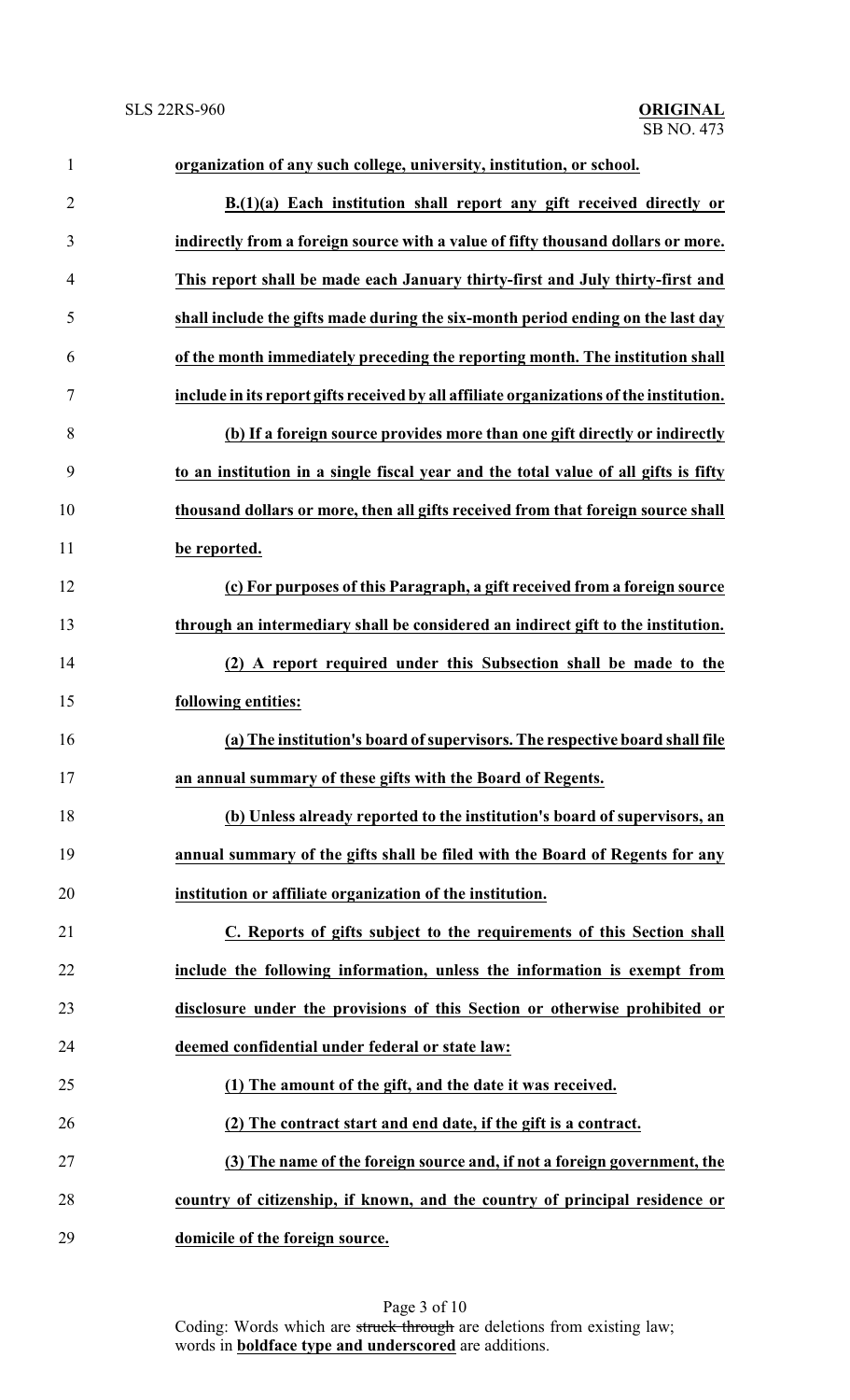**organization of any such college, university, institution, or school.**

**B.(1)(a) Each institution shall report any gift received directly or indirectly from a foreign source with a value of fifty thousand dollars or more. This report shall be made each January thirty-first and July thirty-first and shall include the gifts made during the six-month period ending on the last day of the month immediately preceding the reporting month. The institution shall include in its report gifts received by all affiliate organizations of the institution.**

**(b) If a foreign source provides more than one gift directly or indirectly to an institution in a single fiscal year and the total value of all gifts is fifty thousand dollars or more, then all gifts received from that foreign source shall be reported.**

**(c) For purposes of this Paragraph, a gift received from a foreign source through an intermediary shall be considered an indirect gift to the institution.**

**(2) A report required under this Subsection shall be made to the following entities:**

**(a) The institution's board of supervisors. The respective board shall file an annual summary of these gifts with the Board of Regents.**

**(b) Unless already reported to the institution's board of supervisors, an annual summary of the gifts shall be filed with the Board of Regents for any institution or affiliate organization of the institution.**

**C. Reports of gifts subject to the requirements of this Section shall include the following information, unless the information is exempt from disclosure under the provisions of this Section or otherwise prohibited or deemed confidential under federal or state law:**

**(1) The amount of the gift, and the date it was received.**

**(2) The contract start and end date, if the gift is a contract.**

**(3) The name of the foreign source and, if not a foreign government, the country of citizenship, if known, and the country of principal residence or domicile of the foreign source.**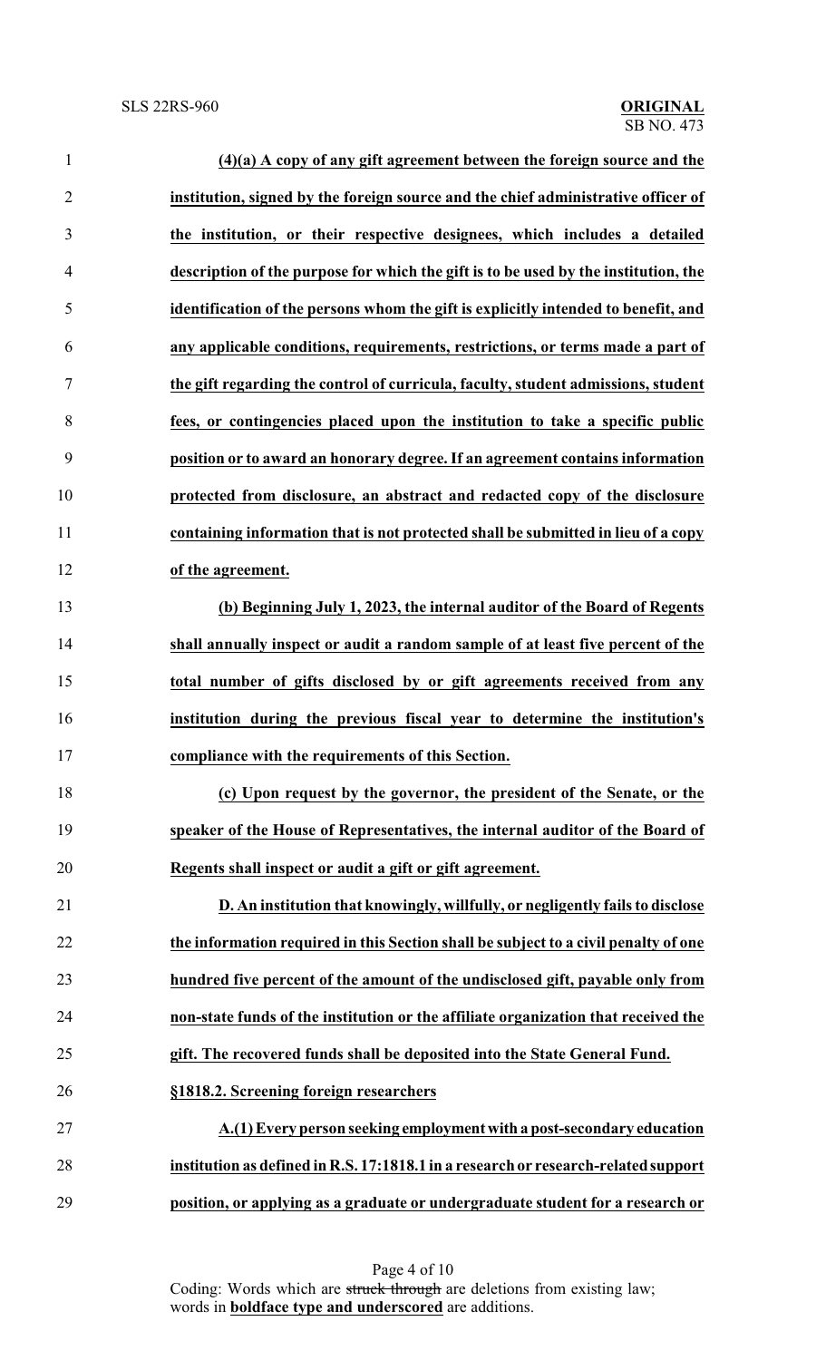**(4)(a) A copy of any gift agreement between the foreign source and the institution, signed by the foreign source and the chief administrative officer of the institution, or their respective designees, which includes a detailed description of the purpose for which the gift is to be used by the institution, the identification of the persons whom the gift is explicitly intended to benefit, and any applicable conditions, requirements, restrictions, or terms made a part of the gift regarding the control of curricula, faculty, student admissions, student fees, or contingencies placed upon the institution to take a specific public position or to award an honorary degree. If an agreement contains information protected from disclosure, an abstract and redacted copy of the disclosure containing information that is not protected shall be submitted in lieu of a copy of the agreement.**

**(b) Beginning July 1, 2023, the internal auditor of the Board of Regents shall annually inspect or audit a random sample of at least five percent of the total number of gifts disclosed by or gift agreements received from any institution during the previous fiscal year to determine the institution's compliance with the requirements of this Section.**

**(c) Upon request by the governor, the president of the Senate, or the speaker of the House of Representatives, the internal auditor of the Board of Regents shall inspect or audit a gift or gift agreement.**

**D. An institution that knowingly, willfully, or negligently fails to disclose the information required in this Section shall be subject to a civil penalty of one hundred five percent of the amount of the undisclosed gift, payable only from non-state funds of the institution or the affiliate organization that received the gift. The recovered funds shall be deposited into the State General Fund.**

**§1818.2. Screening foreign researchers**

**A.(1) Every person seeking employment with a post-secondary education institution as defined in R.S. 17:1818.1 in a research or research-related support position, or applying as a graduate or undergraduate student for a research or**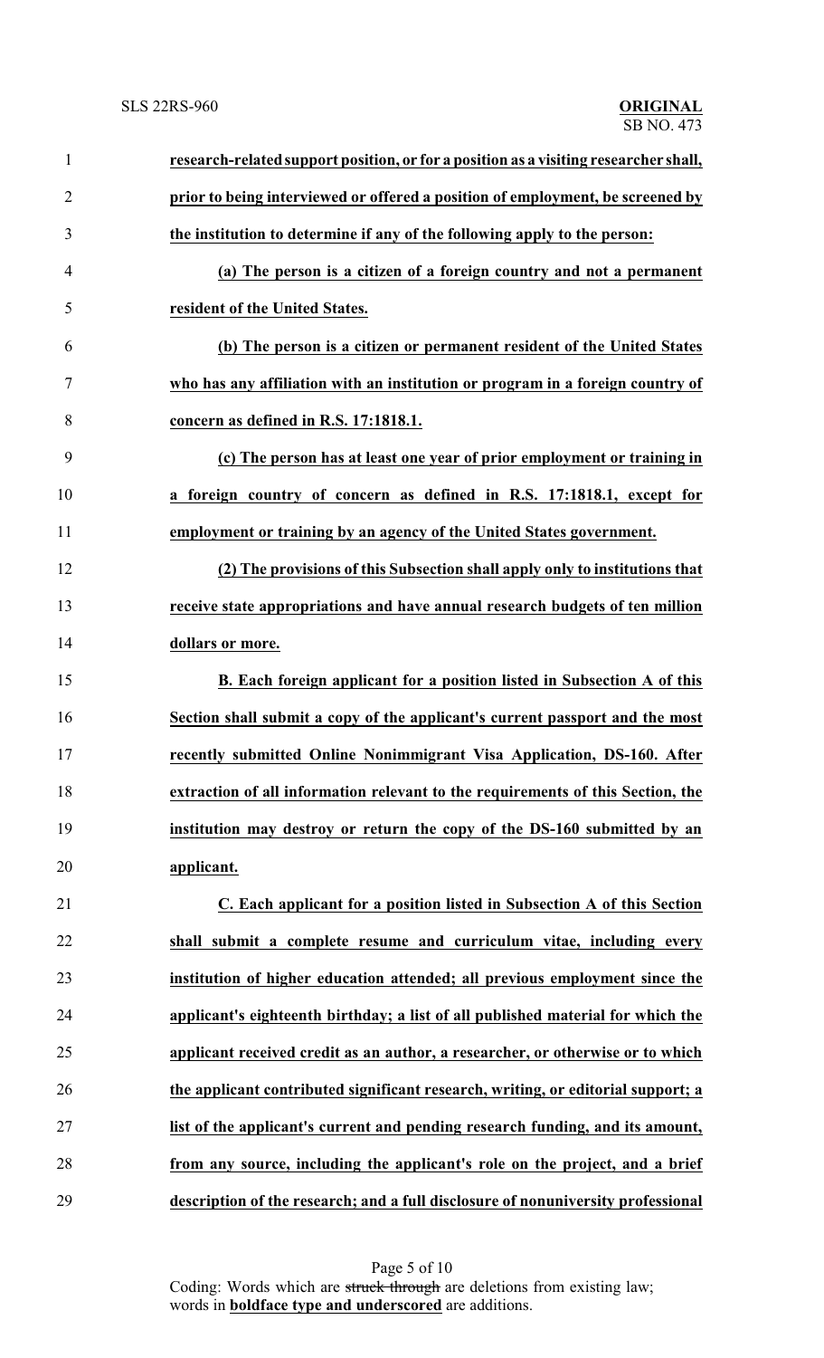**research-related support position, or for a position as a visiting researcher shall, prior to being interviewed or offered a position of employment, be screened by the institution to determine if any of the following apply to the person:**

**(a) The person is a citizen of a foreign country and not a permanent resident of the United States.**

**(b) The person is a citizen or permanent resident of the United States who has any affiliation with an institution or program in a foreign country of concern as defined in R.S. 17:1818.1.**

**(c) The person has at least one year of prior employment or training in a foreign country of concern as defined in R.S. 17:1818.1, except for employment or training by an agency of the United States government.**

**(2) The provisions of this Subsection shall apply only to institutions that receive state appropriations and have annual research budgets of ten million dollars or more.**

**B. Each foreign applicant for a position listed in Subsection A of this Section shall submit a copy of the applicant's current passport and the most recently submitted Online Nonimmigrant Visa Application, DS-160. After extraction of all information relevant to the requirements of this Section, the institution may destroy or return the copy of the DS-160 submitted by an applicant.**

**C. Each applicant for a position listed in Subsection A of this Section shall submit a complete resume and curriculum vitae, including every institution of higher education attended; all previous employment since the applicant's eighteenth birthday; a list of all published material for which the applicant received credit as an author, a researcher, or otherwise or to which the applicant contributed significant research, writing, or editorial support; a list of the applicant's current and pending research funding, and its amount, from any source, including the applicant's role on the project, and a brief description of the research; and a full disclosure of nonuniversity professional**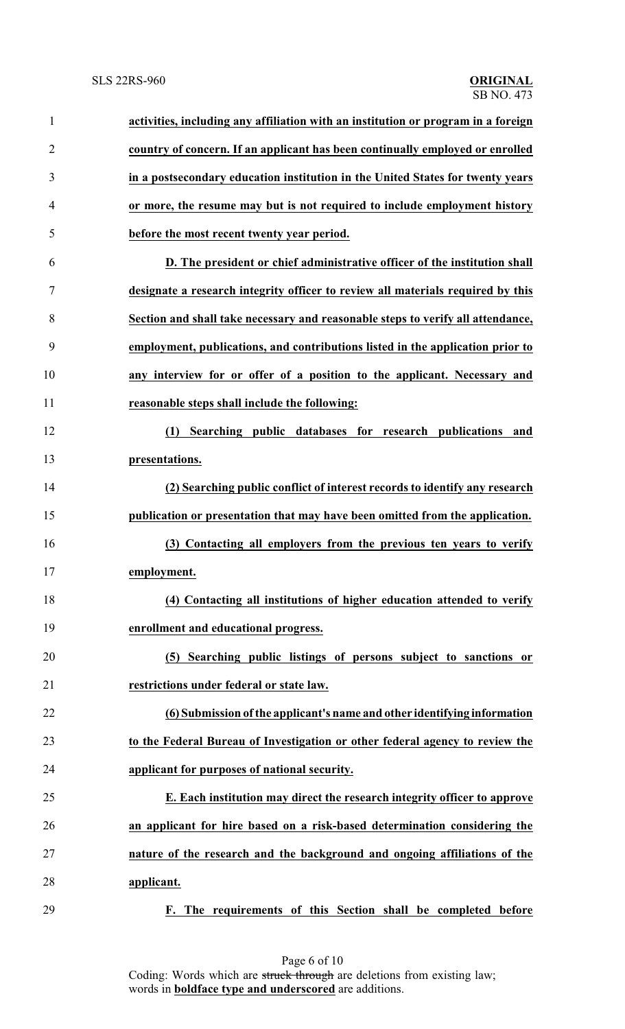**activities, including any affiliation with an institution or program in a foreign country of concern. If an applicant has been continually employed or enrolled in a postsecondary education institution in the United States for twenty years or more, the resume may but is not required to include employment history before the most recent twenty year period.**

**D. The president or chief administrative officer of the institution shall designate a research integrity officer to review all materials required by this Section and shall take necessary and reasonable steps to verify all attendance, employment, publications, and contributions listed in the application prior to any interview for or offer of a position to the applicant. Necessary and reasonable steps shall include the following:**

**(1) Searching public databases for research publications and presentations.**

**(2) Searching public conflict of interest records to identify any research publication or presentation that may have been omitted from the application.**

**(3) Contacting all employers from the previous ten years to verify employment.**

**(4) Contacting all institutions of higher education attended to verify enrollment and educational progress.**

**(5) Searching public listings of persons subject to sanctions or restrictions under federal or state law.**

**(6) Submission of the applicant's name and other identifying information to the Federal Bureau of Investigation or other federal agency to review the applicant for purposes of national security.**

**E. Each institution may direct the research integrity officer to approve an applicant for hire based on a risk-based determination considering the nature of the research and the background and ongoing affiliations of the applicant.**

**F. The requirements of this Section shall be completed before**

Coding: Words which are ~~struck through~~ are deletions from existing law; words in **boldface type and underscored** are additions.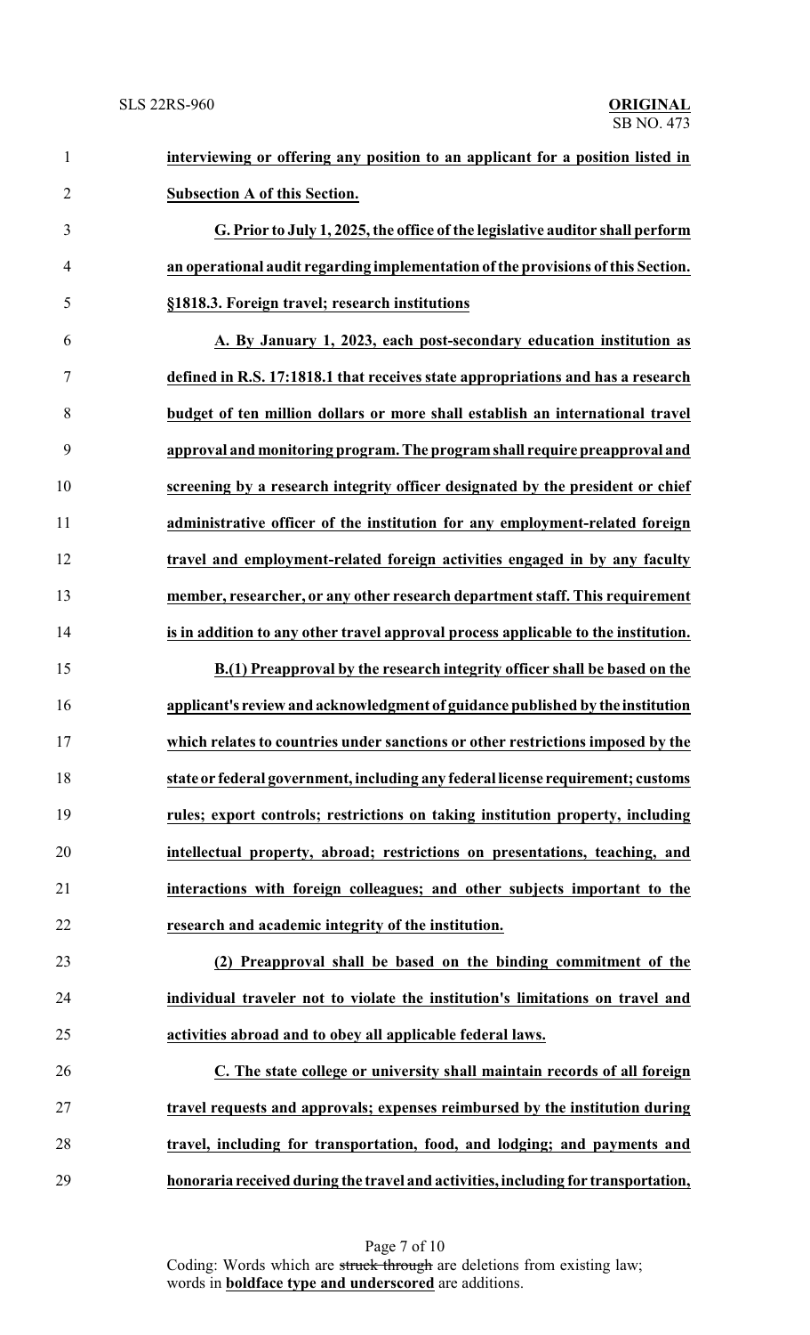**interviewing or offering any position to an applicant for a position listed in Subsection A of this Section.**

**G. Prior to July 1, 2025, the office of the legislative auditor shall perform an operational audit regarding implementation of the provisions of this Section.**

**§1818.3. Foreign travel; research institutions**

**A. By January 1, 2023, each post-secondary education institution as defined in R.S. 17:1818.1 that receives state appropriations and has a research budget of ten million dollars or more shall establish an international travel approval and monitoring program. The program shall require preapproval and screening by a research integrity officer designated by the president or chief administrative officer of the institution for any employment-related foreign travel and employment-related foreign activities engaged in by any faculty member, researcher, or any other research department staff. This requirement is in addition to any other travel approval process applicable to the institution.**

**B.(1) Preapproval by the research integrity officer shall be based on the applicant's review and acknowledgment of guidance published by the institution which relates to countries under sanctions or other restrictions imposed by the state or federal government, including any federal license requirement; customs rules; export controls; restrictions on taking institution property, including intellectual property, abroad; restrictions on presentations, teaching, and interactions with foreign colleagues; and other subjects important to the research and academic integrity of the institution.**

**(2) Preapproval shall be based on the binding commitment of the individual traveler not to violate the institution's limitations on travel and activities abroad and to obey all applicable federal laws.**

**C. The state college or university shall maintain records of all foreign travel requests and approvals; expenses reimbursed by the institution during travel, including for transportation, food, and lodging; and payments and honoraria received during the travel and activities, including for transportation,**

Coding: Words which are ~~struck through~~ are deletions from existing law; words in **boldface type and underscored** are additions.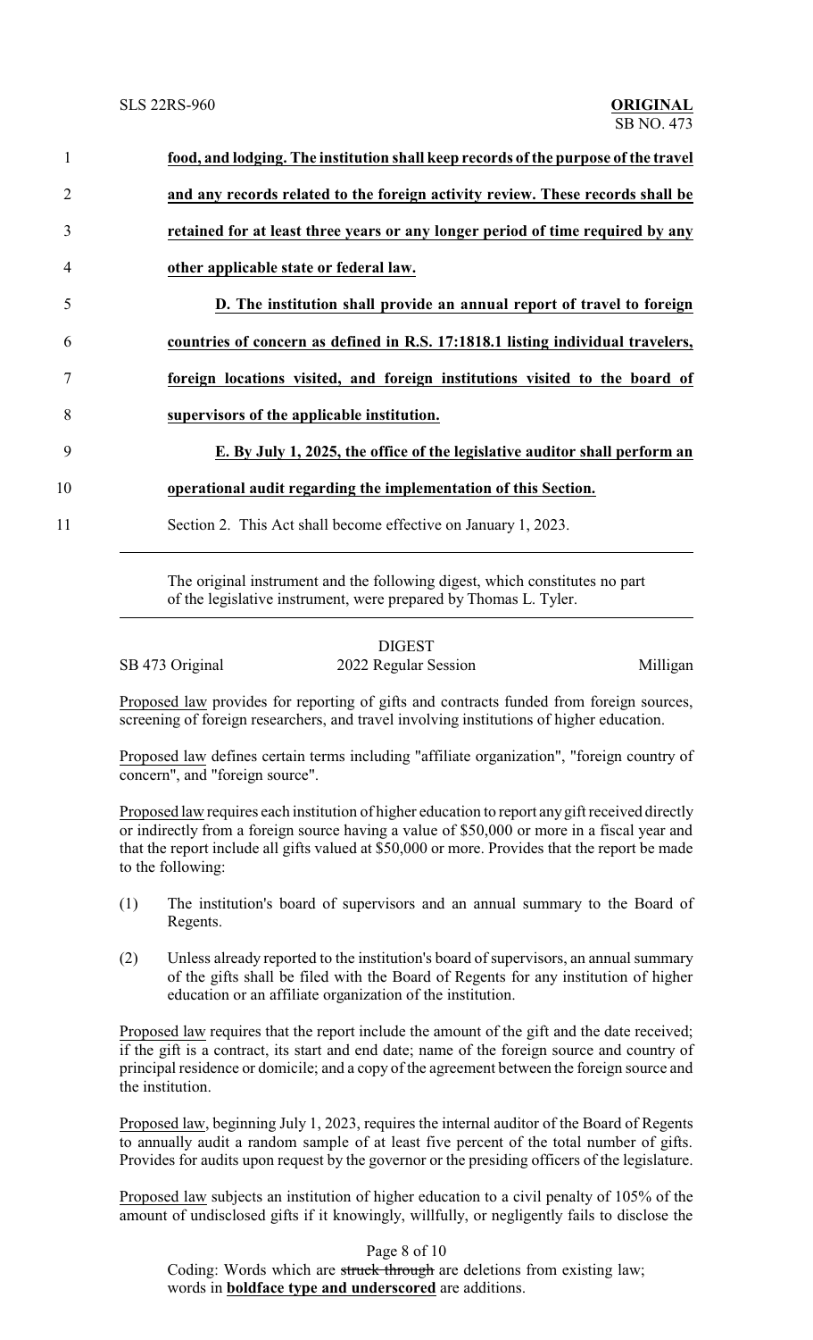**food, and lodging. The institution shall keep records of the purpose of the travel and any records related to the foreign activity review. These records shall be retained for at least three years or any longer period of time required by any other applicable state or federal law.**

**D. The institution shall provide an annual report of travel to foreign countries of concern as defined in R.S. 17:1818.1 listing individual travelers, foreign locations visited, and foreign institutions visited to the board of supervisors of the applicable institution.**

**E. By July 1, 2025, the office of the legislative auditor shall perform an operational audit regarding the implementation of this Section.**

Section 2. This Act shall become effective on January 1, 2023.

---

The original instrument and the following digest, which constitutes no part of the legislative instrument, were prepared by Thomas L. Tyler.

---

DIGEST

SB 473 Original — 2022 Regular Session — Milligan

Proposed law provides for reporting of gifts and contracts funded from foreign sources, screening of foreign researchers, and travel involving institutions of higher education.

Proposed law defines certain terms including "affiliate organization", "foreign country of concern", and "foreign source".

Proposed law requires each institution of higher education to report any gift received directly or indirectly from a foreign source having a value of $50,000 or more in a fiscal year and that the report include all gifts valued at $50,000 or more. Provides that the report be made to the following:

(1) The institution's board of supervisors and an annual summary to the Board of Regents.

(2) Unless already reported to the institution's board of supervisors, an annual summary of the gifts shall be filed with the Board of Regents for any institution of higher education or an affiliate organization of the institution.

Proposed law requires that the report include the amount of the gift and the date received; if the gift is a contract, its start and end date; name of the foreign source and country of principal residence or domicile; and a copy of the agreement between the foreign source and the institution.

Proposed law, beginning July 1, 2023, requires the internal auditor of the Board of Regents to annually audit a random sample of at least five percent of the total number of gifts. Provides for audits upon request by the governor or the presiding officers of the legislature.

Proposed law subjects an institution of higher education to a civil penalty of 105% of the amount of undisclosed gifts if it knowingly, willfully, or negligently fails to disclose the

Coding: Words which are ~~struck through~~ are deletions from existing law; words in **boldface type and underscored** are additions.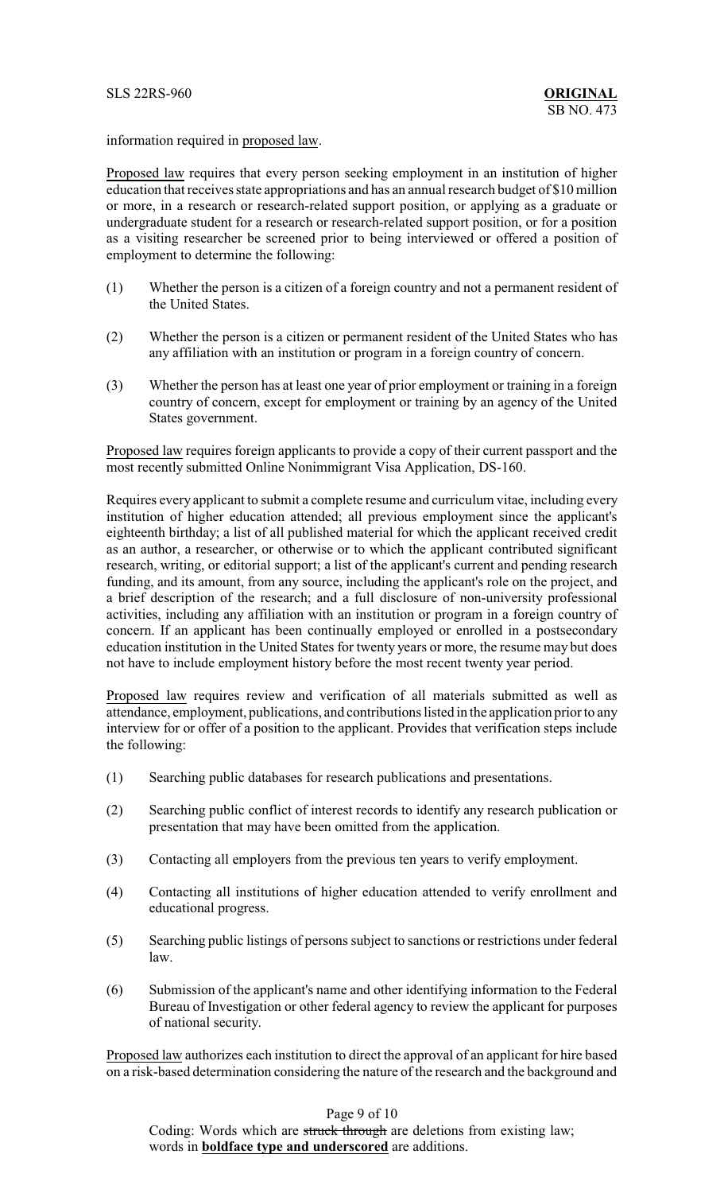information required in proposed law.

Proposed law requires that every person seeking employment in an institution of higher education that receives state appropriations and has an annual research budget of $10 million or more, in a research or research-related support position, or applying as a graduate or undergraduate student for a research or research-related support position, or for a position as a visiting researcher be screened prior to being interviewed or offered a position of employment to determine the following:

(1) Whether the person is a citizen of a foreign country and not a permanent resident of the United States.

(2) Whether the person is a citizen or permanent resident of the United States who has any affiliation with an institution or program in a foreign country of concern.

(3) Whether the person has at least one year of prior employment or training in a foreign country of concern, except for employment or training by an agency of the United States government.

Proposed law requires foreign applicants to provide a copy of their current passport and the most recently submitted Online Nonimmigrant Visa Application, DS-160.

Requires every applicant to submit a complete resume and curriculum vitae, including every institution of higher education attended; all previous employment since the applicant's eighteenth birthday; a list of all published material for which the applicant received credit as an author, a researcher, or otherwise or to which the applicant contributed significant research, writing, or editorial support; a list of the applicant's current and pending research funding, and its amount, from any source, including the applicant's role on the project, and a brief description of the research; and a full disclosure of non-university professional activities, including any affiliation with an institution or program in a foreign country of concern. If an applicant has been continually employed or enrolled in a postsecondary education institution in the United States for twenty years or more, the resume may but does not have to include employment history before the most recent twenty year period.

Proposed law requires review and verification of all materials submitted as well as attendance, employment, publications, and contributions listed in the application prior to any interview for or offer of a position to the applicant. Provides that verification steps include the following:

(1) Searching public databases for research publications and presentations.

(2) Searching public conflict of interest records to identify any research publication or presentation that may have been omitted from the application.

(3) Contacting all employers from the previous ten years to verify employment.

(4) Contacting all institutions of higher education attended to verify enrollment and educational progress.

(5) Searching public listings of persons subject to sanctions or restrictions under federal law.

(6) Submission of the applicant's name and other identifying information to the Federal Bureau of Investigation or other federal agency to review the applicant for purposes of national security.

Proposed law authorizes each institution to direct the approval of an applicant for hire based on a risk-based determination considering the nature of the research and the background and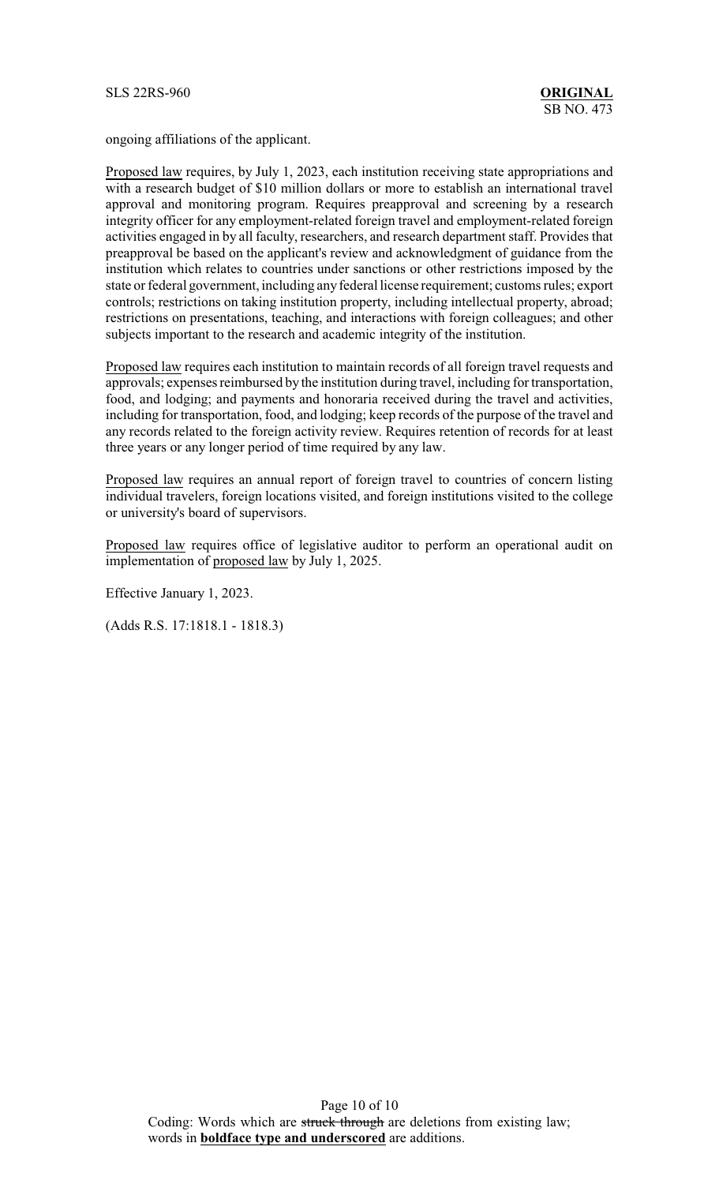ongoing affiliations of the applicant.

Proposed law requires, by July 1, 2023, each institution receiving state appropriations and with a research budget of $10 million dollars or more to establish an international travel approval and monitoring program. Requires preapproval and screening by a research integrity officer for any employment-related foreign travel and employment-related foreign activities engaged in by all faculty, researchers, and research department staff. Provides that preapproval be based on the applicant's review and acknowledgment of guidance from the institution which relates to countries under sanctions or other restrictions imposed by the state or federal government, including any federal license requirement; customs rules; export controls; restrictions on taking institution property, including intellectual property, abroad; restrictions on presentations, teaching, and interactions with foreign colleagues; and other subjects important to the research and academic integrity of the institution.

Proposed law requires each institution to maintain records of all foreign travel requests and approvals; expenses reimbursed by the institution during travel, including for transportation, food, and lodging; and payments and honoraria received during the travel and activities, including for transportation, food, and lodging; keep records of the purpose of the travel and any records related to the foreign activity review. Requires retention of records for at least three years or any longer period of time required by any law.

Proposed law requires an annual report of foreign travel to countries of concern listing individual travelers, foreign locations visited, and foreign institutions visited to the college or university's board of supervisors.

Proposed law requires office of legislative auditor to perform an operational audit on implementation of proposed law by July 1, 2025.

Effective January 1, 2023.

(Adds R.S. 17:1818.1 - 1818.3)

Coding: Words which are ~~struck through~~ are deletions from existing law; words in **boldface type and underscored** are additions.